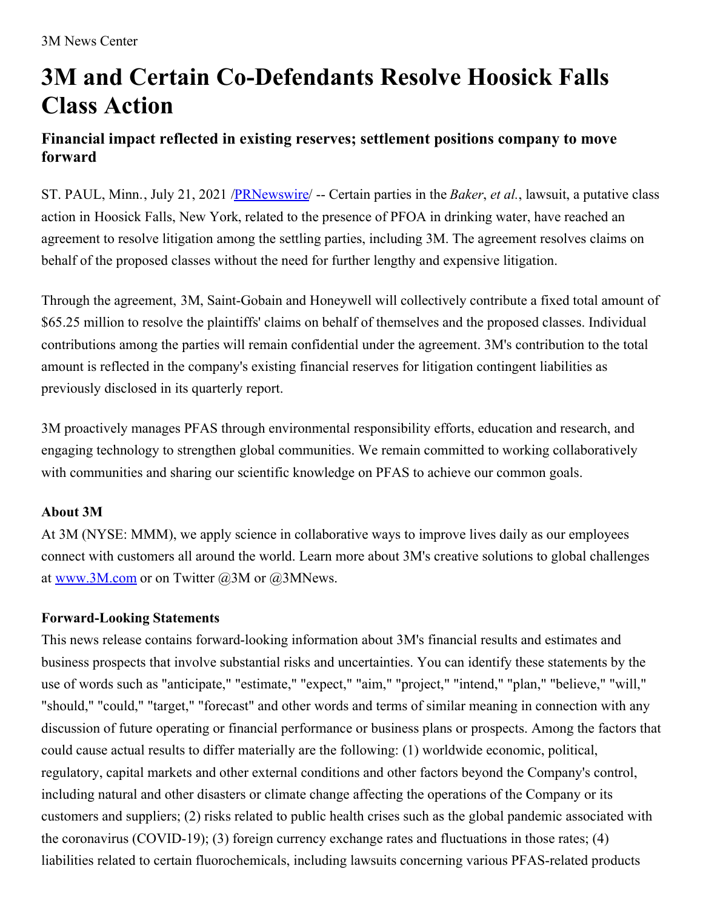3M News Center

# 3M and Certain Co-Defendants Resolve Hoosick Falls Class Action

## Financial impact reflected in existing reserves; settlement positions company to move forward

ST. PAUL, Minn., July 21, 2021 /PRNewswire/ -- Certain parties in the *Baker*, *et al.*, lawsuit, a putative class action in Hoosick Falls, New York, related to the presence of PFOA in drinking water, have reached an agreement to resolve litigation among the settling parties, including 3M. The agreement resolves claims on behalf of the proposed classes without the need for further lengthy and expensive litigation.

Through the agreement, 3M, Saint-Gobain and Honeywell will collectively contribute a fixed total amount of $65.25 million to resolve the plaintiffs' claims on behalf of themselves and the proposed classes. Individual contributions among the parties will remain confidential under the agreement. 3M's contribution to the total amount is reflected in the company's existing financial reserves for litigation contingent liabilities as previously disclosed in its quarterly report.

3M proactively manages PFAS through environmental responsibility efforts, education and research, and engaging technology to strengthen global communities. We remain committed to working collaboratively with communities and sharing our scientific knowledge on PFAS to achieve our common goals.

**About 3M**

At 3M (NYSE: MMM), we apply science in collaborative ways to improve lives daily as our employees connect with customers all around the world. Learn more about 3M's creative solutions to global challenges at www.3M.com or on Twitter @3M or @3MNews.

**Forward-Looking Statements**

This news release contains forward-looking information about 3M's financial results and estimates and business prospects that involve substantial risks and uncertainties. You can identify these statements by the use of words such as "anticipate," "estimate," "expect," "aim," "project," "intend," "plan," "believe," "will," "should," "could," "target," "forecast" and other words and terms of similar meaning in connection with any discussion of future operating or financial performance or business plans or prospects. Among the factors that could cause actual results to differ materially are the following: (1) worldwide economic, political, regulatory, capital markets and other external conditions and other factors beyond the Company's control, including natural and other disasters or climate change affecting the operations of the Company or its customers and suppliers; (2) risks related to public health crises such as the global pandemic associated with the coronavirus (COVID-19); (3) foreign currency exchange rates and fluctuations in those rates; (4) liabilities related to certain fluorochemicals, including lawsuits concerning various PFAS-related products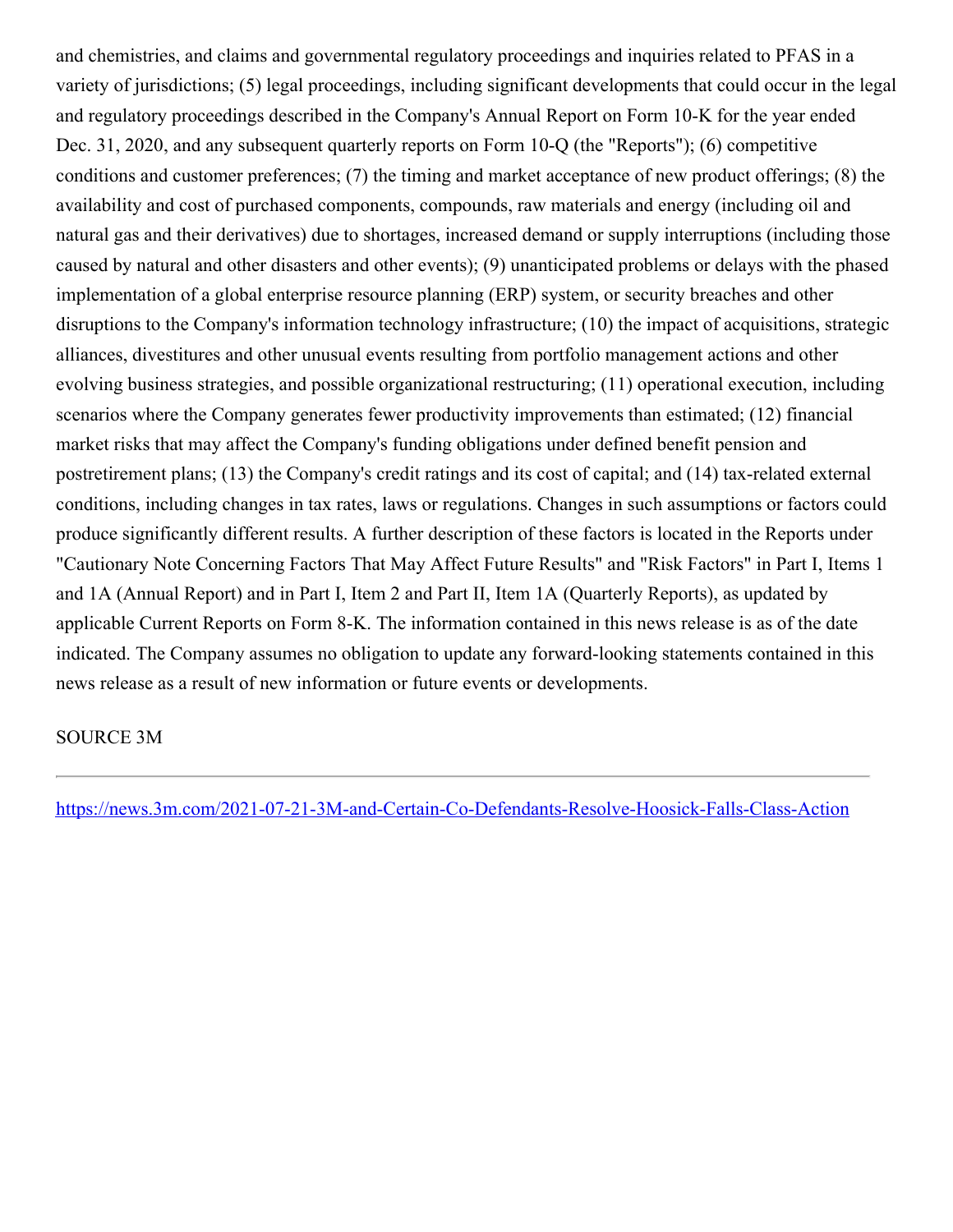and chemistries, and claims and governmental regulatory proceedings and inquiries related to PFAS in a variety of jurisdictions; (5) legal proceedings, including significant developments that could occur in the legal and regulatory proceedings described in the Company's Annual Report on Form 10-K for the year ended Dec. 31, 2020, and any subsequent quarterly reports on Form 10-Q (the "Reports"); (6) competitive conditions and customer preferences; (7) the timing and market acceptance of new product offerings; (8) the availability and cost of purchased components, compounds, raw materials and energy (including oil and natural gas and their derivatives) due to shortages, increased demand or supply interruptions (including those caused by natural and other disasters and other events); (9) unanticipated problems or delays with the phased implementation of a global enterprise resource planning (ERP) system, or security breaches and other disruptions to the Company's information technology infrastructure; (10) the impact of acquisitions, strategic alliances, divestitures and other unusual events resulting from portfolio management actions and other evolving business strategies, and possible organizational restructuring; (11) operational execution, including scenarios where the Company generates fewer productivity improvements than estimated; (12) financial market risks that may affect the Company's funding obligations under defined benefit pension and postretirement plans; (13) the Company's credit ratings and its cost of capital; and (14) tax-related external conditions, including changes in tax rates, laws or regulations. Changes in such assumptions or factors could produce significantly different results. A further description of these factors is located in the Reports under "Cautionary Note Concerning Factors That May Affect Future Results" and "Risk Factors" in Part I, Items 1 and 1A (Annual Report) and in Part I, Item 2 and Part II, Item 1A (Quarterly Reports), as updated by applicable Current Reports on Form 8-K. The information contained in this news release is as of the date indicated. The Company assumes no obligation to update any forward-looking statements contained in this news release as a result of new information or future events or developments.

SOURCE 3M

---

https://news.3m.com/2021-07-21-3M-and-Certain-Co-Defendants-Resolve-Hoosick-Falls-Class-Action